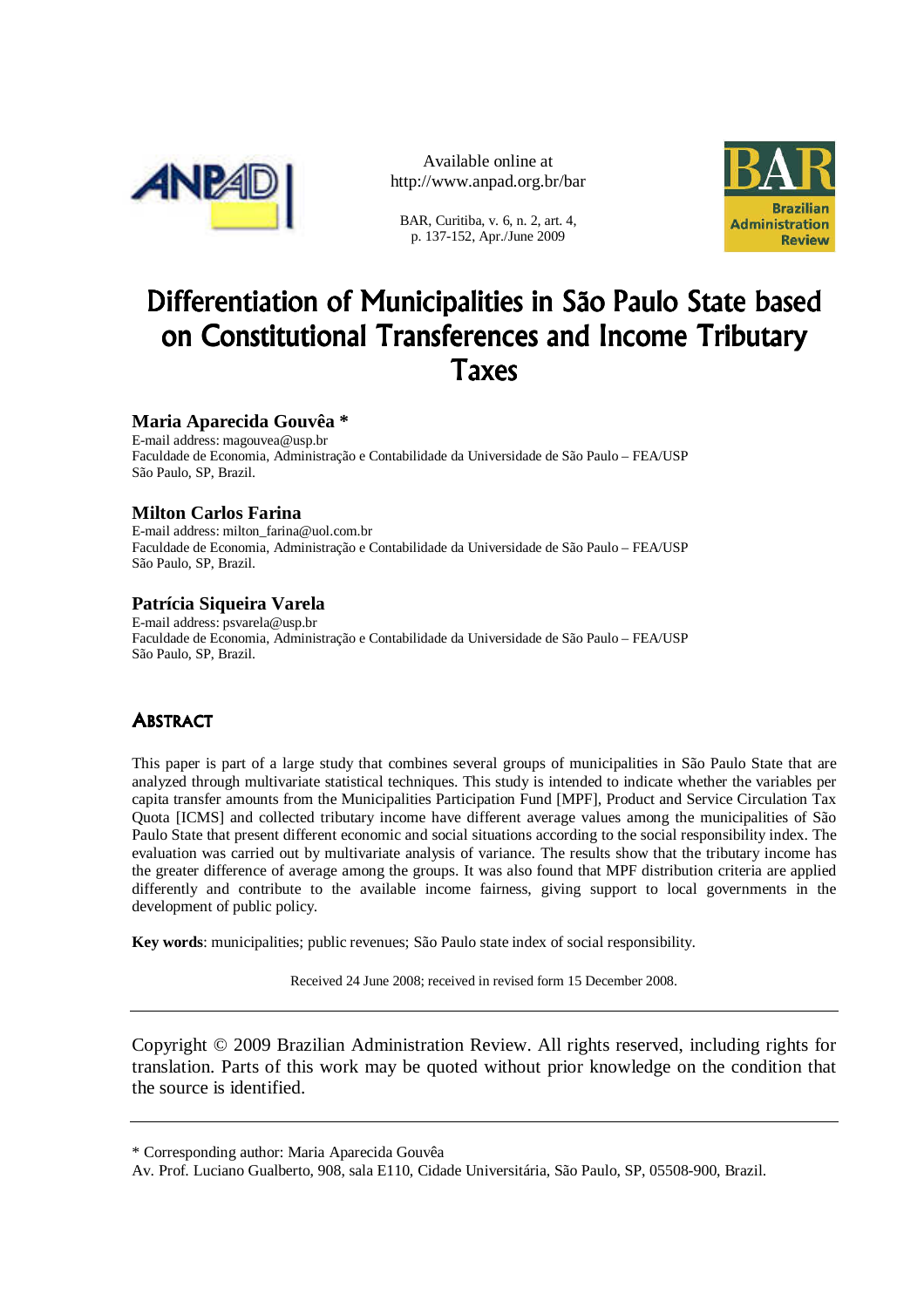Available online at
http://www.anpad.org.br/bar

BAR, Curitiba, v. 6, n. 2, art. 4,
p. 137-152, Apr./June 2009

# Differentiation of Municipalities in São Paulo State based on Constitutional Transferences and Income Tributary Taxes

**Maria Aparecida Gouvêa ***
E-mail address: magouvea@usp.br
Faculdade de Economia, Administração e Contabilidade da Universidade de São Paulo – FEA/USP
São Paulo, SP, Brazil.

**Milton Carlos Farina**
E-mail address: milton_farina@uol.com.br
Faculdade de Economia, Administração e Contabilidade da Universidade de São Paulo – FEA/USP
São Paulo, SP, Brazil.

**Patrícia Siqueira Varela**
E-mail address: psvarela@usp.br
Faculdade de Economia, Administração e Contabilidade da Universidade de São Paulo – FEA/USP
São Paulo, SP, Brazil.

## Abstract

This paper is part of a large study that combines several groups of municipalities in São Paulo State that are analyzed through multivariate statistical techniques. This study is intended to indicate whether the variables per capita transfer amounts from the Municipalities Participation Fund [MPF], Product and Service Circulation Tax Quota [ICMS] and collected tributary income have different average values among the municipalities of São Paulo State that present different economic and social situations according to the social responsibility index. The evaluation was carried out by multivariate analysis of variance. The results show that the tributary income has the greater difference of average among the groups. It was also found that MPF distribution criteria are applied differently and contribute to the available income fairness, giving support to local governments in the development of public policy.

**Key words**: municipalities; public revenues; São Paulo state index of social responsibility.

Received 24 June 2008; received in revised form 15 December 2008.

---

Copyright © 2009 Brazilian Administration Review. All rights reserved, including rights for translation. Parts of this work may be quoted without prior knowledge on the condition that the source is identified.

---

* Corresponding author: Maria Aparecida Gouvêa
Av. Prof. Luciano Gualberto, 908, sala E110, Cidade Universitária, São Paulo, SP, 05508-900, Brazil.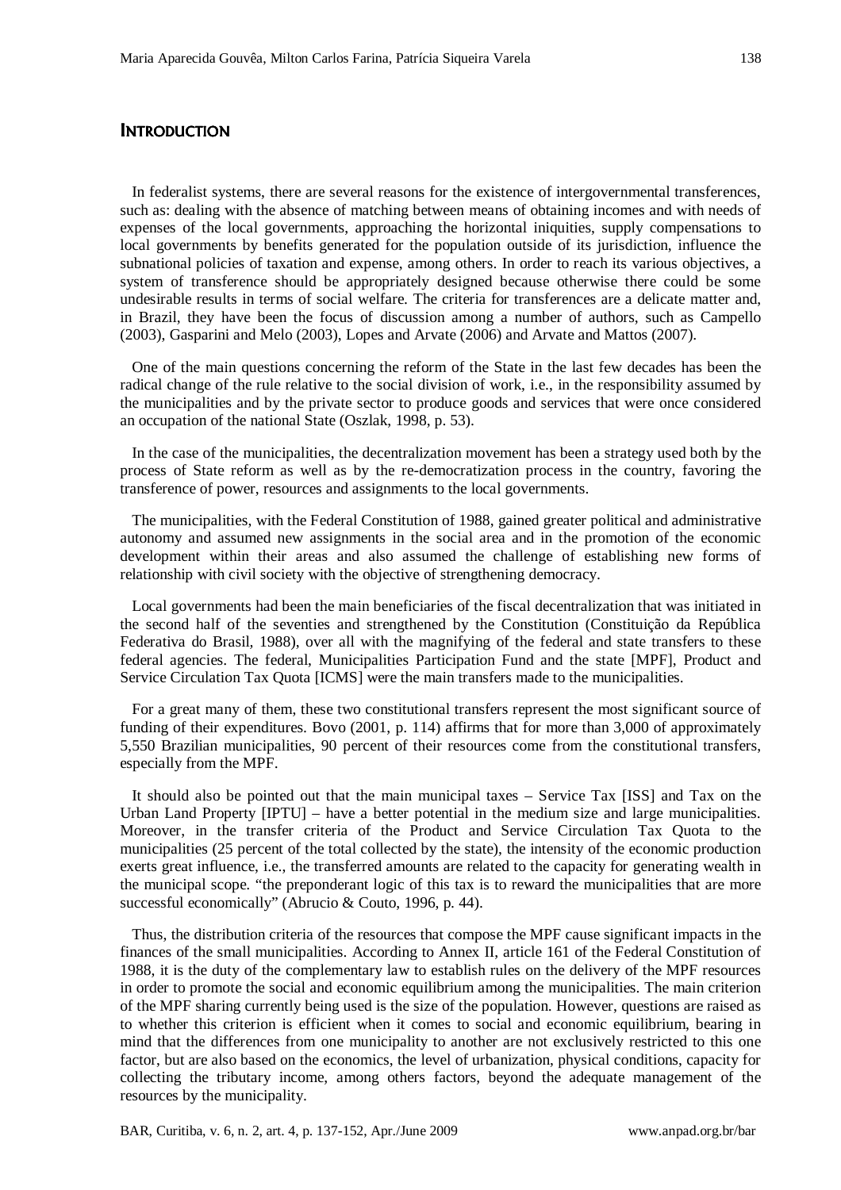## Introduction

In federalist systems, there are several reasons for the existence of intergovernmental transferences, such as: dealing with the absence of matching between means of obtaining incomes and with needs of expenses of the local governments, approaching the horizontal iniquities, supply compensations to local governments by benefits generated for the population outside of its jurisdiction, influence the subnational policies of taxation and expense, among others. In order to reach its various objectives, a system of transference should be appropriately designed because otherwise there could be some undesirable results in terms of social welfare. The criteria for transferences are a delicate matter and, in Brazil, they have been the focus of discussion among a number of authors, such as Campello (2003), Gasparini and Melo (2003), Lopes and Arvate (2006) and Arvate and Mattos (2007).

One of the main questions concerning the reform of the State in the last few decades has been the radical change of the rule relative to the social division of work, i.e., in the responsibility assumed by the municipalities and by the private sector to produce goods and services that were once considered an occupation of the national State (Oszlak, 1998, p. 53).

In the case of the municipalities, the decentralization movement has been a strategy used both by the process of State reform as well as by the re-democratization process in the country, favoring the transference of power, resources and assignments to the local governments.

The municipalities, with the Federal Constitution of 1988, gained greater political and administrative autonomy and assumed new assignments in the social area and in the promotion of the economic development within their areas and also assumed the challenge of establishing new forms of relationship with civil society with the objective of strengthening democracy.

Local governments had been the main beneficiaries of the fiscal decentralization that was initiated in the second half of the seventies and strengthened by the Constitution (Constituição da República Federativa do Brasil, 1988), over all with the magnifying of the federal and state transfers to these federal agencies. The federal, Municipalities Participation Fund and the state [MPF], Product and Service Circulation Tax Quota [ICMS] were the main transfers made to the municipalities.

For a great many of them, these two constitutional transfers represent the most significant source of funding of their expenditures. Bovo (2001, p. 114) affirms that for more than 3,000 of approximately 5,550 Brazilian municipalities, 90 percent of their resources come from the constitutional transfers, especially from the MPF.

It should also be pointed out that the main municipal taxes – Service Tax [ISS] and Tax on the Urban Land Property [IPTU] – have a better potential in the medium size and large municipalities. Moreover, in the transfer criteria of the Product and Service Circulation Tax Quota to the municipalities (25 percent of the total collected by the state), the intensity of the economic production exerts great influence, i.e., the transferred amounts are related to the capacity for generating wealth in the municipal scope. "the preponderant logic of this tax is to reward the municipalities that are more successful economically" (Abrucio & Couto, 1996, p. 44).

Thus, the distribution criteria of the resources that compose the MPF cause significant impacts in the finances of the small municipalities. According to Annex II, article 161 of the Federal Constitution of 1988, it is the duty of the complementary law to establish rules on the delivery of the MPF resources in order to promote the social and economic equilibrium among the municipalities. The main criterion of the MPF sharing currently being used is the size of the population. However, questions are raised as to whether this criterion is efficient when it comes to social and economic equilibrium, bearing in mind that the differences from one municipality to another are not exclusively restricted to this one factor, but are also based on the economics, the level of urbanization, physical conditions, capacity for collecting the tributary income, among others factors, beyond the adequate management of the resources by the municipality.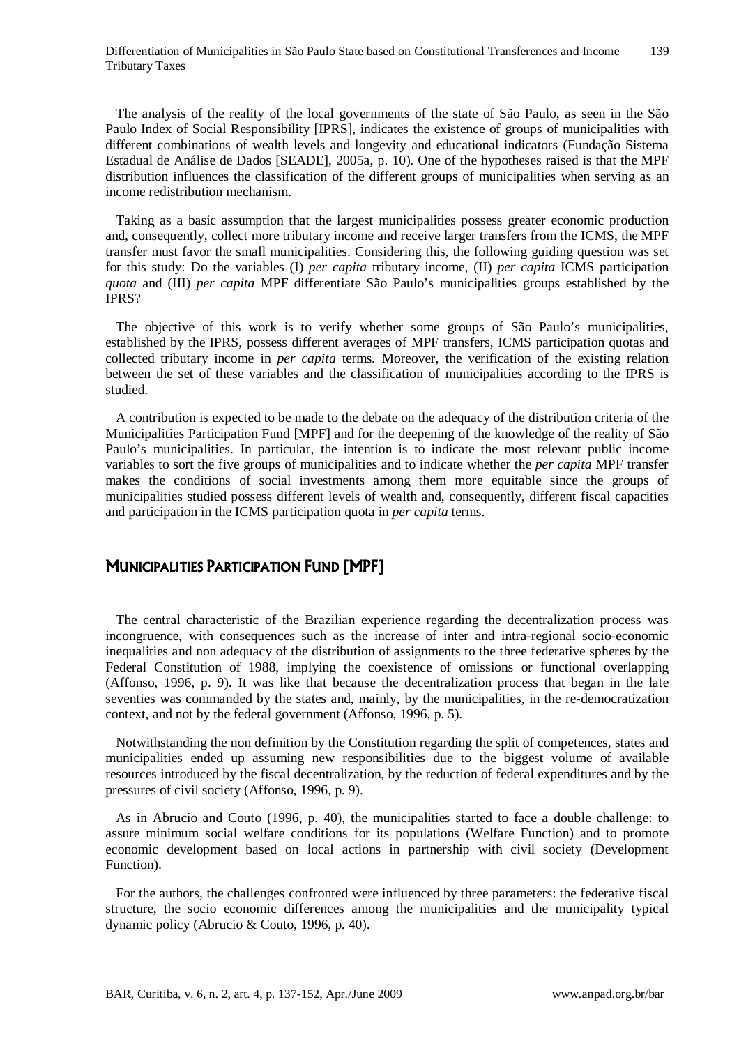The analysis of the reality of the local governments of the state of São Paulo, as seen in the São Paulo Index of Social Responsibility [IPRS], indicates the existence of groups of municipalities with different combinations of wealth levels and longevity and educational indicators (Fundação Sistema Estadual de Análise de Dados [SEADE], 2005a, p. 10). One of the hypotheses raised is that the MPF distribution influences the classification of the different groups of municipalities when serving as an income redistribution mechanism.

Taking as a basic assumption that the largest municipalities possess greater economic production and, consequently, collect more tributary income and receive larger transfers from the ICMS, the MPF transfer must favor the small municipalities. Considering this, the following guiding question was set for this study: Do the variables (I) *per capita* tributary income, (II) *per capita* ICMS participation *quota* and (III) *per capita* MPF differentiate São Paulo's municipalities groups established by the IPRS?

The objective of this work is to verify whether some groups of São Paulo's municipalities, established by the IPRS, possess different averages of MPF transfers, ICMS participation quotas and collected tributary income in *per capita* terms. Moreover, the verification of the existing relation between the set of these variables and the classification of municipalities according to the IPRS is studied.

A contribution is expected to be made to the debate on the adequacy of the distribution criteria of the Municipalities Participation Fund [MPF] and for the deepening of the knowledge of the reality of São Paulo's municipalities. In particular, the intention is to indicate the most relevant public income variables to sort the five groups of municipalities and to indicate whether the *per capita* MPF transfer makes the conditions of social investments among them more equitable since the groups of municipalities studied possess different levels of wealth and, consequently, different fiscal capacities and participation in the ICMS participation quota in *per capita* terms.

## Municipalities Participation Fund [MPF]

The central characteristic of the Brazilian experience regarding the decentralization process was incongruence, with consequences such as the increase of inter and intra-regional socio-economic inequalities and non adequacy of the distribution of assignments to the three federative spheres by the Federal Constitution of 1988, implying the coexistence of omissions or functional overlapping (Affonso, 1996, p. 9). It was like that because the decentralization process that began in the late seventies was commanded by the states and, mainly, by the municipalities, in the re-democratization context, and not by the federal government (Affonso, 1996, p. 5).

Notwithstanding the non definition by the Constitution regarding the split of competences, states and municipalities ended up assuming new responsibilities due to the biggest volume of available resources introduced by the fiscal decentralization, by the reduction of federal expenditures and by the pressures of civil society (Affonso, 1996, p. 9).

As in Abrucio and Couto (1996, p. 40), the municipalities started to face a double challenge: to assure minimum social welfare conditions for its populations (Welfare Function) and to promote economic development based on local actions in partnership with civil society (Development Function).

For the authors, the challenges confronted were influenced by three parameters: the federative fiscal structure, the socio economic differences among the municipalities and the municipality typical dynamic policy (Abrucio & Couto, 1996, p. 40).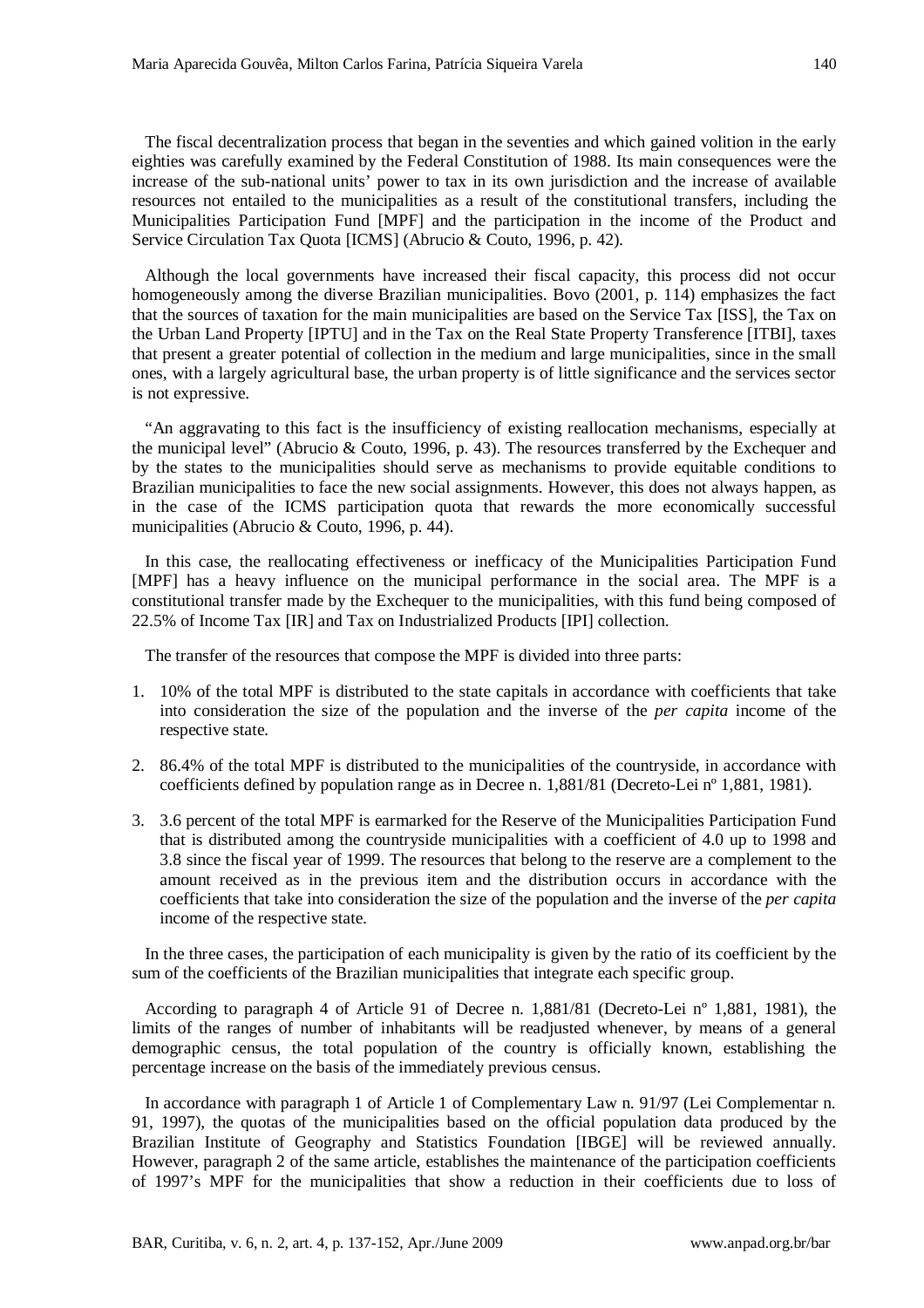The fiscal decentralization process that began in the seventies and which gained volition in the early eighties was carefully examined by the Federal Constitution of 1988. Its main consequences were the increase of the sub-national units' power to tax in its own jurisdiction and the increase of available resources not entailed to the municipalities as a result of the constitutional transfers, including the Municipalities Participation Fund [MPF] and the participation in the income of the Product and Service Circulation Tax Quota [ICMS] (Abrucio & Couto, 1996, p. 42).

Although the local governments have increased their fiscal capacity, this process did not occur homogeneously among the diverse Brazilian municipalities. Bovo (2001, p. 114) emphasizes the fact that the sources of taxation for the main municipalities are based on the Service Tax [ISS], the Tax on the Urban Land Property [IPTU] and in the Tax on the Real State Property Transference [ITBI], taxes that present a greater potential of collection in the medium and large municipalities, since in the small ones, with a largely agricultural base, the urban property is of little significance and the services sector is not expressive.

"An aggravating to this fact is the insufficiency of existing reallocation mechanisms, especially at the municipal level" (Abrucio & Couto, 1996, p. 43). The resources transferred by the Exchequer and by the states to the municipalities should serve as mechanisms to provide equitable conditions to Brazilian municipalities to face the new social assignments. However, this does not always happen, as in the case of the ICMS participation quota that rewards the more economically successful municipalities (Abrucio & Couto, 1996, p. 44).

In this case, the reallocating effectiveness or inefficacy of the Municipalities Participation Fund [MPF] has a heavy influence on the municipal performance in the social area. The MPF is a constitutional transfer made by the Exchequer to the municipalities, with this fund being composed of 22.5% of Income Tax [IR] and Tax on Industrialized Products [IPI] collection.

The transfer of the resources that compose the MPF is divided into three parts:

1. 10% of the total MPF is distributed to the state capitals in accordance with coefficients that take into consideration the size of the population and the inverse of the *per capita* income of the respective state.
2. 86.4% of the total MPF is distributed to the municipalities of the countryside, in accordance with coefficients defined by population range as in Decree n. 1,881/81 (Decreto-Lei nº 1,881, 1981).
3. 3.6 percent of the total MPF is earmarked for the Reserve of the Municipalities Participation Fund that is distributed among the countryside municipalities with a coefficient of 4.0 up to 1998 and 3.8 since the fiscal year of 1999. The resources that belong to the reserve are a complement to the amount received as in the previous item and the distribution occurs in accordance with the coefficients that take into consideration the size of the population and the inverse of the *per capita* income of the respective state.

In the three cases, the participation of each municipality is given by the ratio of its coefficient by the sum of the coefficients of the Brazilian municipalities that integrate each specific group.

According to paragraph 4 of Article 91 of Decree n. 1,881/81 (Decreto-Lei nº 1,881, 1981), the limits of the ranges of number of inhabitants will be readjusted whenever, by means of a general demographic census, the total population of the country is officially known, establishing the percentage increase on the basis of the immediately previous census.

In accordance with paragraph 1 of Article 1 of Complementary Law n. 91/97 (Lei Complementar n. 91, 1997), the quotas of the municipalities based on the official population data produced by the Brazilian Institute of Geography and Statistics Foundation [IBGE] will be reviewed annually. However, paragraph 2 of the same article, establishes the maintenance of the participation coefficients of 1997's MPF for the municipalities that show a reduction in their coefficients due to loss of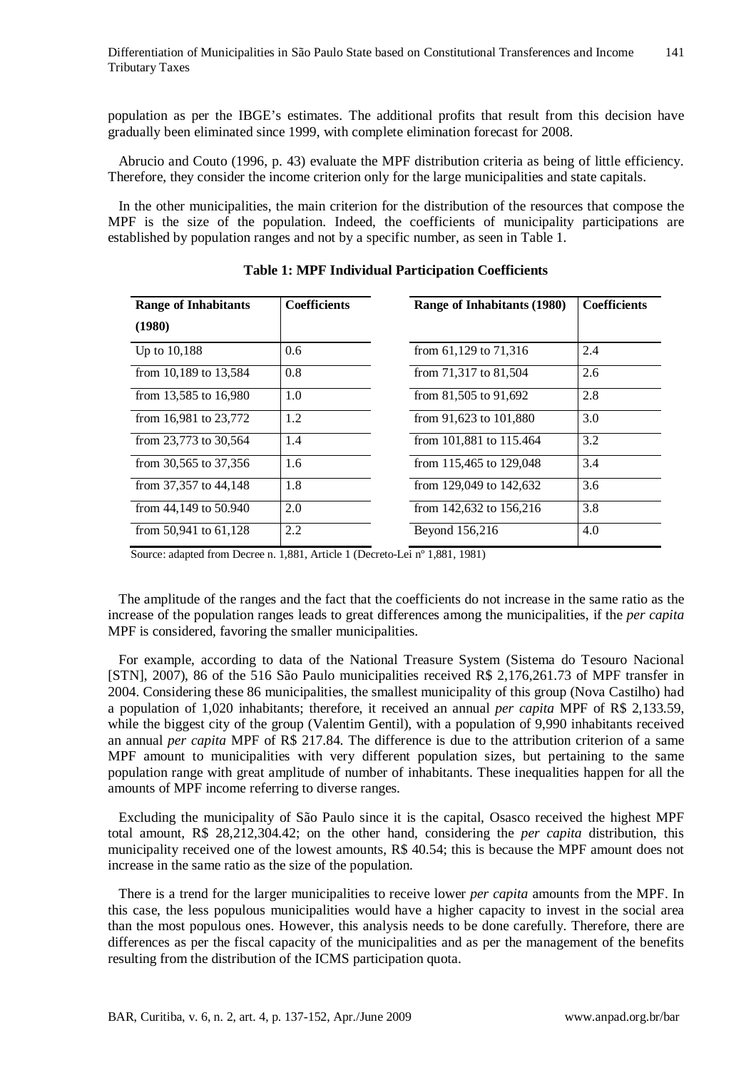population as per the IBGE's estimates. The additional profits that result from this decision have gradually been eliminated since 1999, with complete elimination forecast for 2008.

Abrucio and Couto (1996, p. 43) evaluate the MPF distribution criteria as being of little efficiency. Therefore, they consider the income criterion only for the large municipalities and state capitals.

In the other municipalities, the main criterion for the distribution of the resources that compose the MPF is the size of the population. Indeed, the coefficients of municipality participations are established by population ranges and not by a specific number, as seen in Table 1.

**Table 1: MPF Individual Participation Coefficients**

| Range of Inhabitants (1980) | Coefficients | Range of Inhabitants (1980) | Coefficients |
|---|---|---|---|
| Up to 10,188 | 0.6 | from 61,129 to 71,316 | 2.4 |
| from 10,189 to 13,584 | 0.8 | from 71,317 to 81,504 | 2.6 |
| from 13,585 to 16,980 | 1.0 | from 81,505 to 91,692 | 2.8 |
| from 16,981 to 23,772 | 1.2 | from 91,623 to 101,880 | 3.0 |
| from 23,773 to 30,564 | 1.4 | from 101,881 to 115.464 | 3.2 |
| from 30,565 to 37,356 | 1.6 | from 115,465 to 129,048 | 3.4 |
| from 37,357 to 44,148 | 1.8 | from 129,049 to 142,632 | 3.6 |
| from 44,149 to 50.940 | 2.0 | from 142,632 to 156,216 | 3.8 |
| from 50,941 to 61,128 | 2.2 | Beyond 156,216 | 4.0 |

Source: adapted from Decree n. 1,881, Article 1 (Decreto-Lei nº 1,881, 1981)

The amplitude of the ranges and the fact that the coefficients do not increase in the same ratio as the increase of the population ranges leads to great differences among the municipalities, if the *per capita* MPF is considered, favoring the smaller municipalities.

For example, according to data of the National Treasure System (Sistema do Tesouro Nacional [STN], 2007), 86 of the 516 São Paulo municipalities received R$ 2,176,261.73 of MPF transfer in 2004. Considering these 86 municipalities, the smallest municipality of this group (Nova Castilho) had a population of 1,020 inhabitants; therefore, it received an annual *per capita* MPF of R$ 2,133.59, while the biggest city of the group (Valentim Gentil), with a population of 9,990 inhabitants received an annual *per capita* MPF of R$ 217.84. The difference is due to the attribution criterion of a same MPF amount to municipalities with very different population sizes, but pertaining to the same population range with great amplitude of number of inhabitants. These inequalities happen for all the amounts of MPF income referring to diverse ranges.

Excluding the municipality of São Paulo since it is the capital, Osasco received the highest MPF total amount, R$ 28,212,304.42; on the other hand, considering the *per capita* distribution, this municipality received one of the lowest amounts, R$ 40.54; this is because the MPF amount does not increase in the same ratio as the size of the population.

There is a trend for the larger municipalities to receive lower *per capita* amounts from the MPF. In this case, the less populous municipalities would have a higher capacity to invest in the social area than the most populous ones. However, this analysis needs to be done carefully. Therefore, there are differences as per the fiscal capacity of the municipalities and as per the management of the benefits resulting from the distribution of the ICMS participation quota.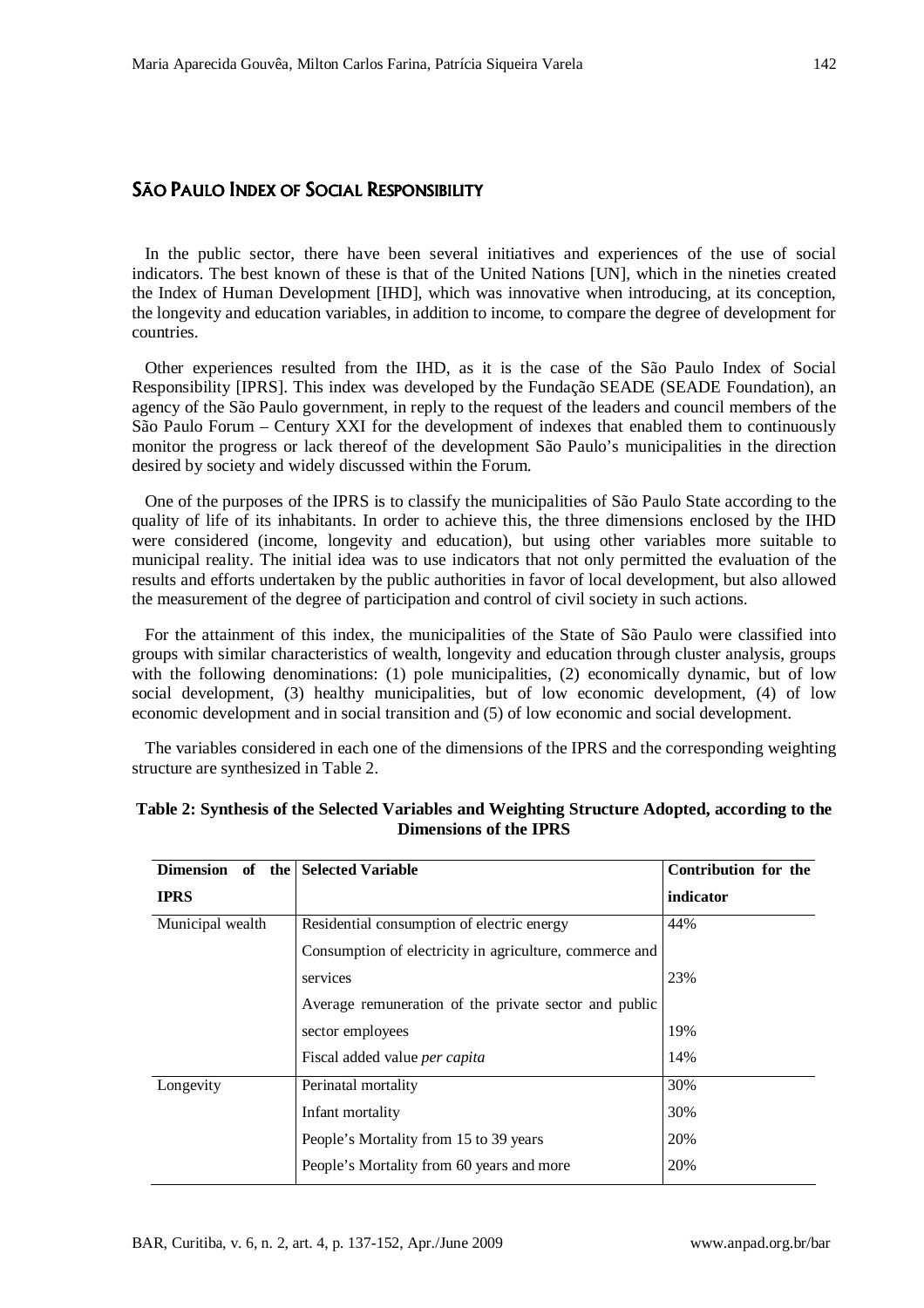## São Paulo Index of Social Responsibility

In the public sector, there have been several initiatives and experiences of the use of social indicators. The best known of these is that of the United Nations [UN], which in the nineties created the Index of Human Development [IHD], which was innovative when introducing, at its conception, the longevity and education variables, in addition to income, to compare the degree of development for countries.

Other experiences resulted from the IHD, as it is the case of the São Paulo Index of Social Responsibility [IPRS]. This index was developed by the Fundação SEADE (SEADE Foundation), an agency of the São Paulo government, in reply to the request of the leaders and council members of the São Paulo Forum – Century XXI for the development of indexes that enabled them to continuously monitor the progress or lack thereof of the development São Paulo's municipalities in the direction desired by society and widely discussed within the Forum.

One of the purposes of the IPRS is to classify the municipalities of São Paulo State according to the quality of life of its inhabitants. In order to achieve this, the three dimensions enclosed by the IHD were considered (income, longevity and education), but using other variables more suitable to municipal reality. The initial idea was to use indicators that not only permitted the evaluation of the results and efforts undertaken by the public authorities in favor of local development, but also allowed the measurement of the degree of participation and control of civil society in such actions.

For the attainment of this index, the municipalities of the State of São Paulo were classified into groups with similar characteristics of wealth, longevity and education through cluster analysis, groups with the following denominations: (1) pole municipalities, (2) economically dynamic, but of low social development, (3) healthy municipalities, but of low economic development, (4) of low economic development and in social transition and (5) of low economic and social development.

The variables considered in each one of the dimensions of the IPRS and the corresponding weighting structure are synthesized in Table 2.

**Table 2: Synthesis of the Selected Variables and Weighting Structure Adopted, according to the Dimensions of the IPRS**

| Dimension of the IPRS | Selected Variable | Contribution for the indicator |
|---|---|---|
| Municipal wealth | Residential consumption of electric energy | 44% |
| | Consumption of electricity in agriculture, commerce and services | 23% |
| | Average remuneration of the private sector and public sector employees | 19% |
| | Fiscal added value *per capita* | 14% |
| Longevity | Perinatal mortality | 30% |
| | Infant mortality | 30% |
| | People's Mortality from 15 to 39 years | 20% |
| | People's Mortality from 60 years and more | 20% |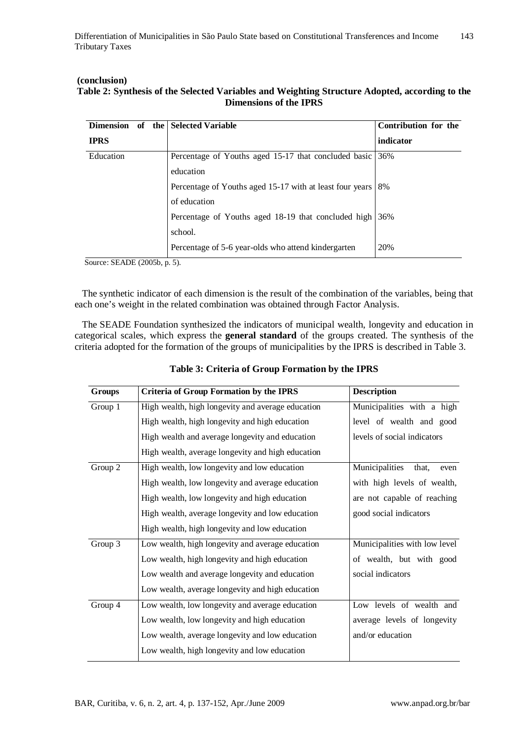**(conclusion)**

**Table 2: Synthesis of the Selected Variables and Weighting Structure Adopted, according to the Dimensions of the IPRS**

| Dimension of the IPRS | Selected Variable | Contribution for the indicator |
|---|---|---|
| Education | Percentage of Youths aged 15-17 that concluded basic education | 36% |
| | Percentage of Youths aged 15-17 with at least four years of education | 8% |
| | Percentage of Youths aged 18-19 that concluded high school. | 36% |
| | Percentage of 5-6 year-olds who attend kindergarten | 20% |

Source: SEADE (2005b, p. 5).

The synthetic indicator of each dimension is the result of the combination of the variables, being that each one's weight in the related combination was obtained through Factor Analysis.

The SEADE Foundation synthesized the indicators of municipal wealth, longevity and education in categorical scales, which express the **general standard** of the groups created. The synthesis of the criteria adopted for the formation of the groups of municipalities by the IPRS is described in Table 3.

**Table 3: Criteria of Group Formation by the IPRS**

| Groups | Criteria of Group Formation by the IPRS | Description |
|---|---|---|
| Group 1 | High wealth, high longevity and average education<br>High wealth, high longevity and high education<br>High wealth and average longevity and education<br>High wealth, average longevity and high education | Municipalities with a high level of wealth and good levels of social indicators |
| Group 2 | High wealth, low longevity and low education<br>High wealth, low longevity and average education<br>High wealth, low longevity and high education<br>High wealth, average longevity and low education<br>High wealth, high longevity and low education | Municipalities that, even with high levels of wealth, are not capable of reaching good social indicators |
| Group 3 | Low wealth, high longevity and average education<br>Low wealth, high longevity and high education<br>Low wealth and average longevity and education<br>Low wealth, average longevity and high education | Municipalities with low level of wealth, but with good social indicators |
| Group 4 | Low wealth, low longevity and average education<br>Low wealth, low longevity and high education<br>Low wealth, average longevity and low education<br>Low wealth, high longevity and low education | Low levels of wealth and average levels of longevity and/or education |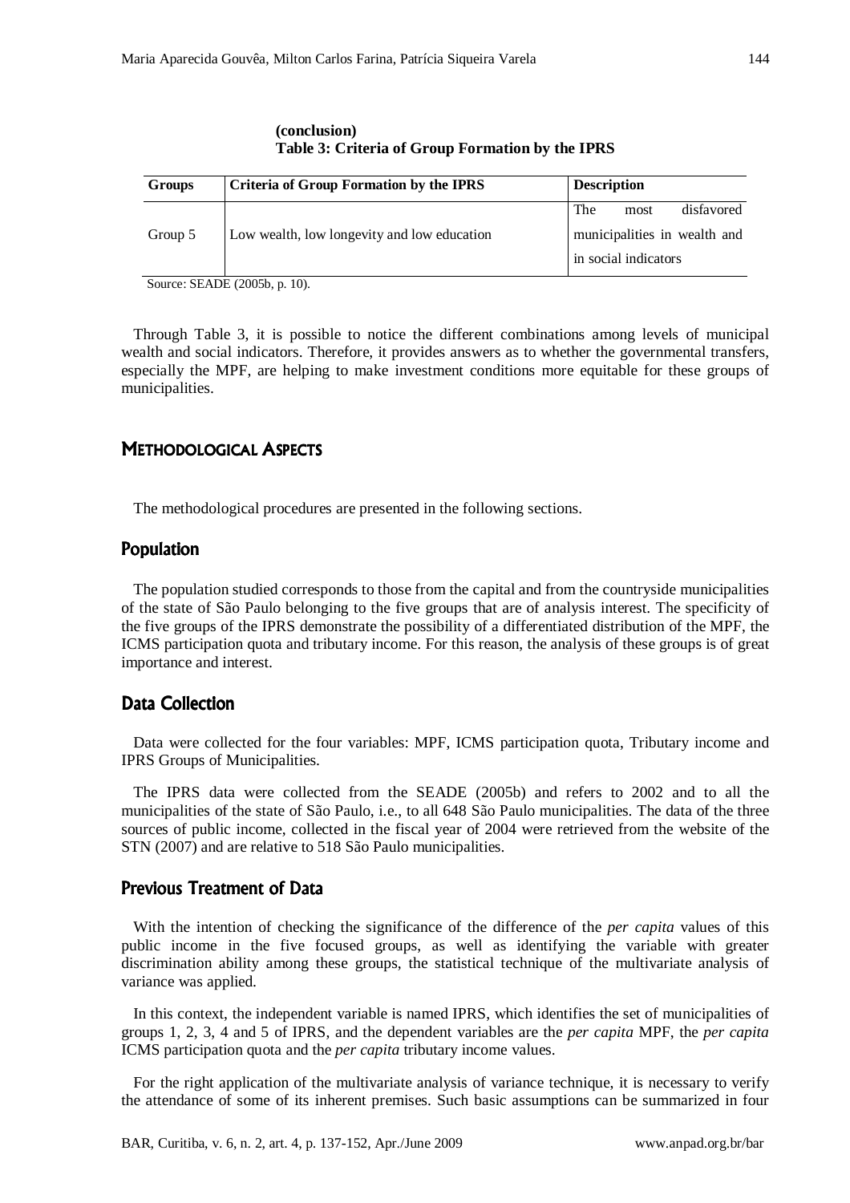(conclusion)

**Table 3: Criteria of Group Formation by the IPRS**

| Groups | Criteria of Group Formation by the IPRS | Description |
|---|---|---|
| Group 5 | Low wealth, low longevity and low education | The most disfavored municipalities in wealth and in social indicators |

Source: SEADE (2005b, p. 10).

Through Table 3, it is possible to notice the different combinations among levels of municipal wealth and social indicators. Therefore, it provides answers as to whether the governmental transfers, especially the MPF, are helping to make investment conditions more equitable for these groups of municipalities.

## Methodological Aspects

The methodological procedures are presented in the following sections.

### Population

The population studied corresponds to those from the capital and from the countryside municipalities of the state of São Paulo belonging to the five groups that are of analysis interest. The specificity of the five groups of the IPRS demonstrate the possibility of a differentiated distribution of the MPF, the ICMS participation quota and tributary income. For this reason, the analysis of these groups is of great importance and interest.

### Data Collection

Data were collected for the four variables: MPF, ICMS participation quota, Tributary income and IPRS Groups of Municipalities.

The IPRS data were collected from the SEADE (2005b) and refers to 2002 and to all the municipalities of the state of São Paulo, i.e., to all 648 São Paulo municipalities. The data of the three sources of public income, collected in the fiscal year of 2004 were retrieved from the website of the STN (2007) and are relative to 518 São Paulo municipalities.

### Previous Treatment of Data

With the intention of checking the significance of the difference of the *per capita* values of this public income in the five focused groups, as well as identifying the variable with greater discrimination ability among these groups, the statistical technique of the multivariate analysis of variance was applied.

In this context, the independent variable is named IPRS, which identifies the set of municipalities of groups 1, 2, 3, 4 and 5 of IPRS, and the dependent variables are the *per capita* MPF, the *per capita* ICMS participation quota and the *per capita* tributary income values.

For the right application of the multivariate analysis of variance technique, it is necessary to verify the attendance of some of its inherent premises. Such basic assumptions can be summarized in four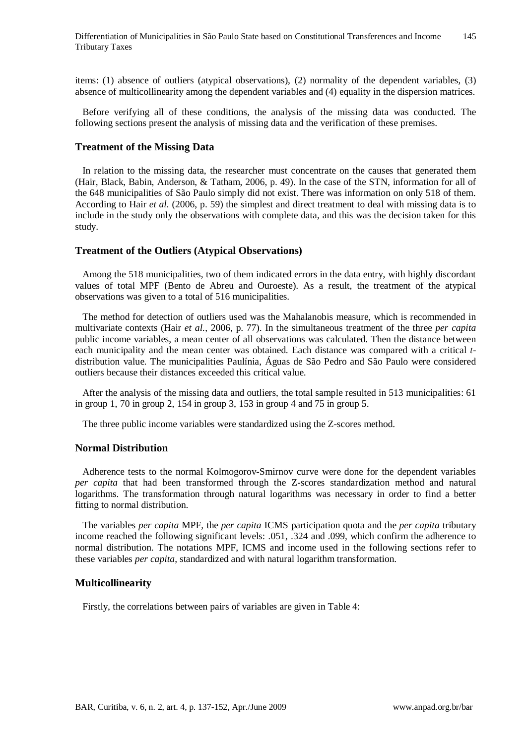items: (1) absence of outliers (atypical observations), (2) normality of the dependent variables, (3) absence of multicollinearity among the dependent variables and (4) equality in the dispersion matrices.

Before verifying all of these conditions, the analysis of the missing data was conducted. The following sections present the analysis of missing data and the verification of these premises.

### Treatment of the Missing Data

In relation to the missing data, the researcher must concentrate on the causes that generated them (Hair, Black, Babin, Anderson, & Tatham, 2006, p. 49). In the case of the STN, information for all of the 648 municipalities of São Paulo simply did not exist. There was information on only 518 of them. According to Hair *et al.* (2006, p. 59) the simplest and direct treatment to deal with missing data is to include in the study only the observations with complete data, and this was the decision taken for this study.

### Treatment of the Outliers (Atypical Observations)

Among the 518 municipalities, two of them indicated errors in the data entry, with highly discordant values of total MPF (Bento de Abreu and Ouroeste). As a result, the treatment of the atypical observations was given to a total of 516 municipalities.

The method for detection of outliers used was the Mahalanobis measure, which is recommended in multivariate contexts (Hair *et al.*, 2006, p. 77). In the simultaneous treatment of the three *per capita* public income variables, a mean center of all observations was calculated. Then the distance between each municipality and the mean center was obtained. Each distance was compared with a critical *t*-distribution value. The municipalities Paulínia, Águas de São Pedro and São Paulo were considered outliers because their distances exceeded this critical value.

After the analysis of the missing data and outliers, the total sample resulted in 513 municipalities: 61 in group 1, 70 in group 2, 154 in group 3, 153 in group 4 and 75 in group 5.

The three public income variables were standardized using the Z-scores method.

### Normal Distribution

Adherence tests to the normal Kolmogorov-Smirnov curve were done for the dependent variables *per capita* that had been transformed through the Z-scores standardization method and natural logarithms. The transformation through natural logarithms was necessary in order to find a better fitting to normal distribution.

The variables *per capita* MPF, the *per capita* ICMS participation quota and the *per capita* tributary income reached the following significant levels: .051, .324 and .099, which confirm the adherence to normal distribution. The notations MPF, ICMS and income used in the following sections refer to these variables *per capita*, standardized and with natural logarithm transformation.

### Multicollinearity

Firstly, the correlations between pairs of variables are given in Table 4: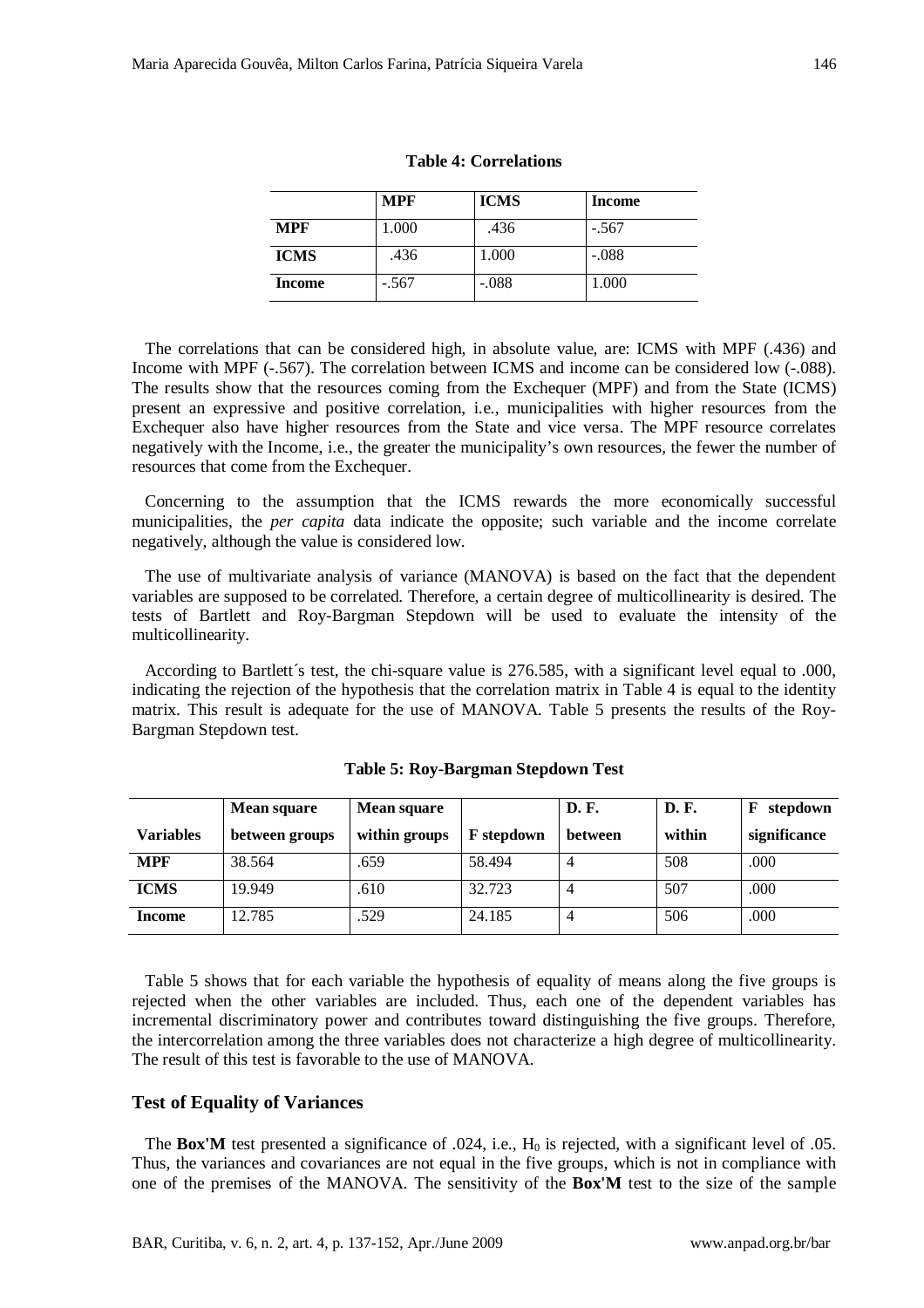**Table 4: Correlations**

| | **MPF** | **ICMS** | **Income** |
|---|---|---|---|
| **MPF** | 1.000 | .436 | -.567 |
| **ICMS** | .436 | 1.000 | -.088 |
| **Income** | -.567 | -.088 | 1.000 |

The correlations that can be considered high, in absolute value, are: ICMS with MPF (.436) and Income with MPF (-.567). The correlation between ICMS and income can be considered low (-.088). The results show that the resources coming from the Exchequer (MPF) and from the State (ICMS) present an expressive and positive correlation, i.e., municipalities with higher resources from the Exchequer also have higher resources from the State and vice versa. The MPF resource correlates negatively with the Income, i.e., the greater the municipality's own resources, the fewer the number of resources that come from the Exchequer.

Concerning to the assumption that the ICMS rewards the more economically successful municipalities, the *per capita* data indicate the opposite; such variable and the income correlate negatively, although the value is considered low.

The use of multivariate analysis of variance (MANOVA) is based on the fact that the dependent variables are supposed to be correlated. Therefore, a certain degree of multicollinearity is desired. The tests of Bartlett and Roy-Bargman Stepdown will be used to evaluate the intensity of the multicollinearity.

According to Bartlett´s test, the chi-square value is 276.585, with a significant level equal to .000, indicating the rejection of the hypothesis that the correlation matrix in Table 4 is equal to the identity matrix. This result is adequate for the use of MANOVA. Table 5 presents the results of the Roy-Bargman Stepdown test.

**Table 5: Roy-Bargman Stepdown Test**

| **Variables** | **Mean square between groups** | **Mean square within groups** | **F stepdown** | **D. F. between** | **D. F. within** | **F stepdown significance** |
|---|---|---|---|---|---|---|
| **MPF** | 38.564 | .659 | 58.494 | 4 | 508 | .000 |
| **ICMS** | 19.949 | .610 | 32.723 | 4 | 507 | .000 |
| **Income** | 12.785 | .529 | 24.185 | 4 | 506 | .000 |

Table 5 shows that for each variable the hypothesis of equality of means along the five groups is rejected when the other variables are included. Thus, each one of the dependent variables has incremental discriminatory power and contributes toward distinguishing the five groups. Therefore, the intercorrelation among the three variables does not characterize a high degree of multicollinearity. The result of this test is favorable to the use of MANOVA.

### Test of Equality of Variances

The **Box'M** test presented a significance of .024, i.e., $H_0$ is rejected, with a significant level of .05. Thus, the variances and covariances are not equal in the five groups, which is not in compliance with one of the premises of the MANOVA. The sensitivity of the **Box'M** test to the size of the sample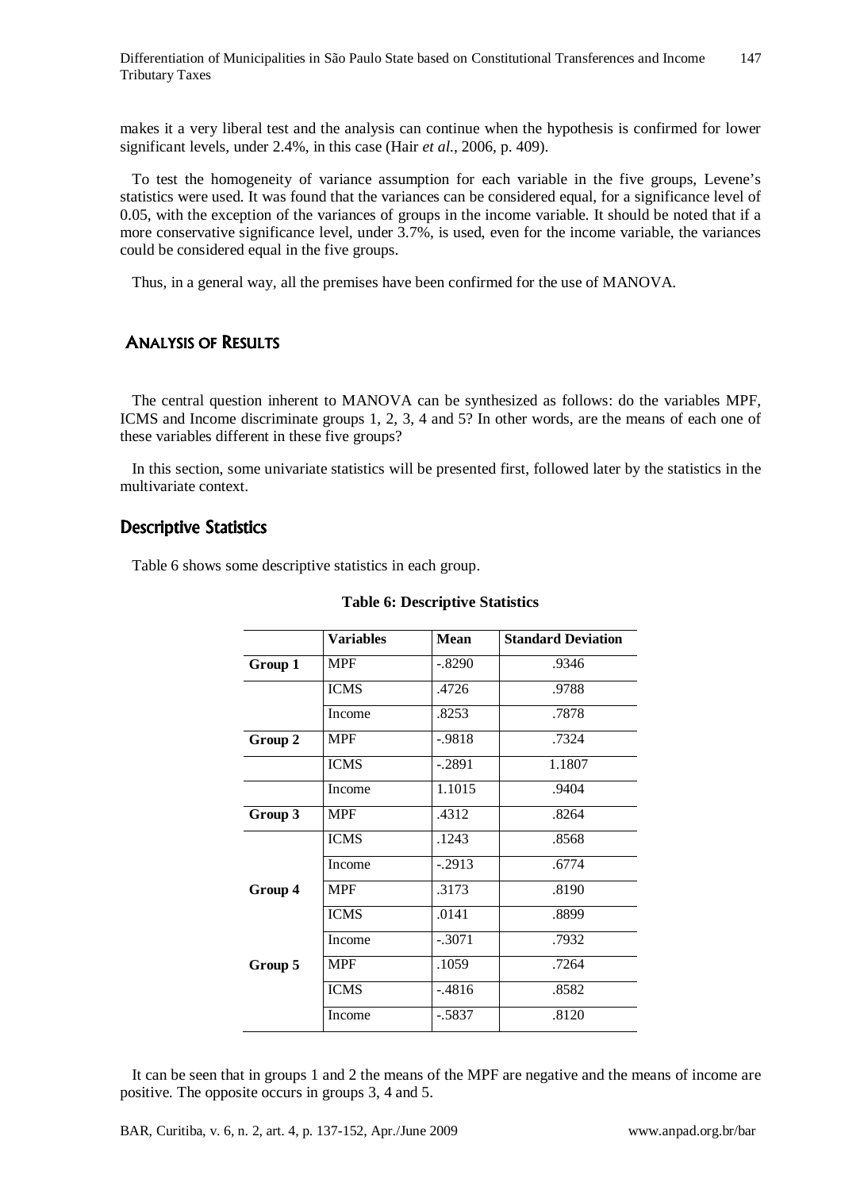makes it a very liberal test and the analysis can continue when the hypothesis is confirmed for lower significant levels, under 2.4%, in this case (Hair *et al.*, 2006, p. 409).

To test the homogeneity of variance assumption for each variable in the five groups, Levene's statistics were used. It was found that the variances can be considered equal, for a significance level of 0.05, with the exception of the variances of groups in the income variable. It should be noted that if a more conservative significance level, under 3.7%, is used, even for the income variable, the variances could be considered equal in the five groups.

Thus, in a general way, all the premises have been confirmed for the use of MANOVA.

## Analysis of Results

The central question inherent to MANOVA can be synthesized as follows: do the variables MPF, ICMS and Income discriminate groups 1, 2, 3, 4 and 5? In other words, are the means of each one of these variables different in these five groups?

In this section, some univariate statistics will be presented first, followed later by the statistics in the multivariate context.

### Descriptive Statistics

Table 6 shows some descriptive statistics in each group.

**Table 6: Descriptive Statistics**

| | Variables | Mean | Standard Deviation |
|---|---|---|---|
| **Group 1** | MPF | -.8290 | .9346 |
| | ICMS | .4726 | .9788 |
| | Income | .8253 | .7878 |
| **Group 2** | MPF | -.9818 | .7324 |
| | ICMS | -.2891 | 1.1807 |
| | Income | 1.1015 | .9404 |
| **Group 3** | MPF | .4312 | .8264 |
| | ICMS | .1243 | .8568 |
| | Income | -.2913 | .6774 |
| **Group 4** | MPF | .3173 | .8190 |
| | ICMS | .0141 | .8899 |
| | Income | -.3071 | .7932 |
| **Group 5** | MPF | .1059 | .7264 |
| | ICMS | -.4816 | .8582 |
| | Income | -.5837 | .8120 |

It can be seen that in groups 1 and 2 the means of the MPF are negative and the means of income are positive. The opposite occurs in groups 3, 4 and 5.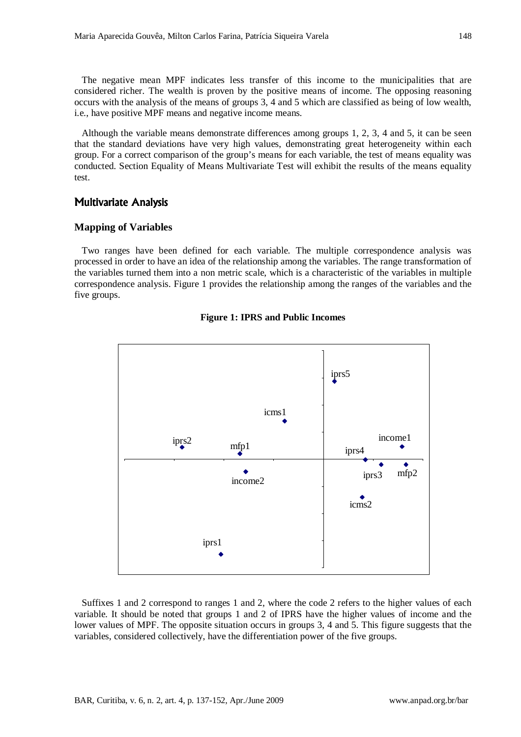The negative mean MPF indicates less transfer of this income to the municipalities that are considered richer. The wealth is proven by the positive means of income. The opposing reasoning occurs with the analysis of the means of groups 3, 4 and 5 which are classified as being of low wealth, i.e., have positive MPF means and negative income means.

Although the variable means demonstrate differences among groups 1, 2, 3, 4 and 5, it can be seen that the standard deviations have very high values, demonstrating great heterogeneity within each group. For a correct comparison of the group's means for each variable, the test of means equality was conducted. Section Equality of Means Multivariate Test will exhibit the results of the means equality test.

## Multivariate Analysis

### Mapping of Variables

Two ranges have been defined for each variable. The multiple correspondence analysis was processed in order to have an idea of the relationship among the variables. The range transformation of the variables turned them into a non metric scale, which is a characteristic of the variables in multiple correspondence analysis. Figure 1 provides the relationship among the ranges of the variables and the five groups.

**Figure 1: IPRS and Public Incomes**

Suffixes 1 and 2 correspond to ranges 1 and 2, where the code 2 refers to the higher values of each variable. It should be noted that groups 1 and 2 of IPRS have the higher values of income and the lower values of MPF. The opposite situation occurs in groups 3, 4 and 5. This figure suggests that the variables, considered collectively, have the differentiation power of the five groups.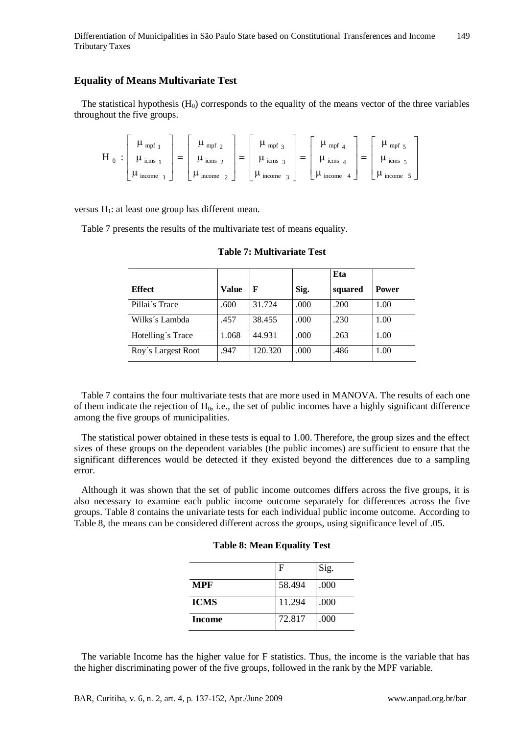## Equality of Means Multivariate Test

The statistical hypothesis ($H_0$) corresponds to the equality of the means vector of the three variables throughout the five groups.

$$H_0 : \begin{bmatrix} \mu_{mpf\ 1} \\ \mu_{icms\ 1} \\ \mu_{income\ 1} \end{bmatrix} = \begin{bmatrix} \mu_{mpf\ 2} \\ \mu_{icms\ 2} \\ \mu_{income\ 2} \end{bmatrix} = \begin{bmatrix} \mu_{mpf\ 3} \\ \mu_{icms\ 3} \\ \mu_{income\ 3} \end{bmatrix} = \begin{bmatrix} \mu_{mpf\ 4} \\ \mu_{icms\ 4} \\ \mu_{income\ 4} \end{bmatrix} = \begin{bmatrix} \mu_{mpf\ 5} \\ \mu_{icms\ 5} \\ \mu_{income\ 5} \end{bmatrix}$$

versus $H_1$: at least one group has different mean.

Table 7 presents the results of the multivariate test of means equality.

**Table 7: Multivariate Test**

| Effect | Value | F | Sig. | Eta squared | Power |
|---|---|---|---|---|---|
| Pillai´s Trace | .600 | 31.724 | .000 | .200 | 1.00 |
| Wilks´s Lambda | .457 | 38.455 | .000 | .230 | 1.00 |
| Hotelling´s Trace | 1.068 | 44.931 | .000 | .263 | 1.00 |
| Roy´s Largest Root | .947 | 120.320 | .000 | .486 | 1.00 |

Table 7 contains the four multivariate tests that are more used in MANOVA. The results of each one of them indicate the rejection of $H_0$, i.e., the set of public incomes have a highly significant difference among the five groups of municipalities.

The statistical power obtained in these tests is equal to 1.00. Therefore, the group sizes and the effect sizes of these groups on the dependent variables (the public incomes) are sufficient to ensure that the significant differences would be detected if they existed beyond the differences due to a sampling error.

Although it was shown that the set of public income outcomes differs across the five groups, it is also necessary to examine each public income outcome separately for differences across the five groups. Table 8 contains the univariate tests for each individual public income outcome. According to Table 8, the means can be considered different across the groups, using significance level of .05.

**Table 8: Mean Equality Test**

| | F | Sig. |
|---|---|---|
| **MPF** | 58.494 | .000 |
| **ICMS** | 11.294 | .000 |
| **Income** | 72.817 | .000 |

The variable Income has the higher value for F statistics. Thus, the income is the variable that has the higher discriminating power of the five groups, followed in the rank by the MPF variable.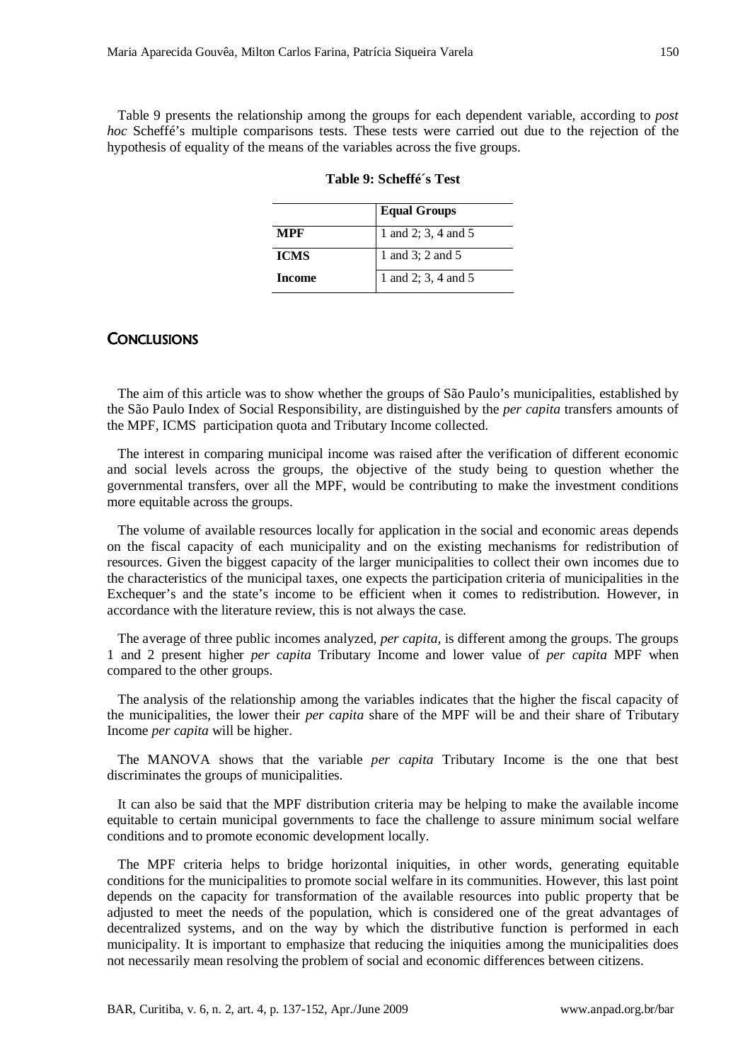Table 9 presents the relationship among the groups for each dependent variable, according to *post hoc* Scheffé's multiple comparisons tests. These tests were carried out due to the rejection of the hypothesis of equality of the means of the variables across the five groups.

**Table 9: Scheffé´s Test**

| | Equal Groups |
|---|---|
| **MPF** | 1 and 2; 3, 4 and 5 |
| **ICMS** | 1 and 3; 2 and 5 |
| **Income** | 1 and 2; 3, 4 and 5 |

## Conclusions

The aim of this article was to show whether the groups of São Paulo's municipalities, established by the São Paulo Index of Social Responsibility, are distinguished by the *per capita* transfers amounts of the MPF, ICMS participation quota and Tributary Income collected.

The interest in comparing municipal income was raised after the verification of different economic and social levels across the groups, the objective of the study being to question whether the governmental transfers, over all the MPF, would be contributing to make the investment conditions more equitable across the groups.

The volume of available resources locally for application in the social and economic areas depends on the fiscal capacity of each municipality and on the existing mechanisms for redistribution of resources. Given the biggest capacity of the larger municipalities to collect their own incomes due to the characteristics of the municipal taxes, one expects the participation criteria of municipalities in the Exchequer's and the state's income to be efficient when it comes to redistribution. However, in accordance with the literature review, this is not always the case.

The average of three public incomes analyzed, *per capita*, is different among the groups. The groups 1 and 2 present higher *per capita* Tributary Income and lower value of *per capita* MPF when compared to the other groups.

The analysis of the relationship among the variables indicates that the higher the fiscal capacity of the municipalities, the lower their *per capita* share of the MPF will be and their share of Tributary Income *per capita* will be higher.

The MANOVA shows that the variable *per capita* Tributary Income is the one that best discriminates the groups of municipalities.

It can also be said that the MPF distribution criteria may be helping to make the available income equitable to certain municipal governments to face the challenge to assure minimum social welfare conditions and to promote economic development locally.

The MPF criteria helps to bridge horizontal iniquities, in other words, generating equitable conditions for the municipalities to promote social welfare in its communities. However, this last point depends on the capacity for transformation of the available resources into public property that be adjusted to meet the needs of the population, which is considered one of the great advantages of decentralized systems, and on the way by which the distributive function is performed in each municipality. It is important to emphasize that reducing the iniquities among the municipalities does not necessarily mean resolving the problem of social and economic differences between citizens.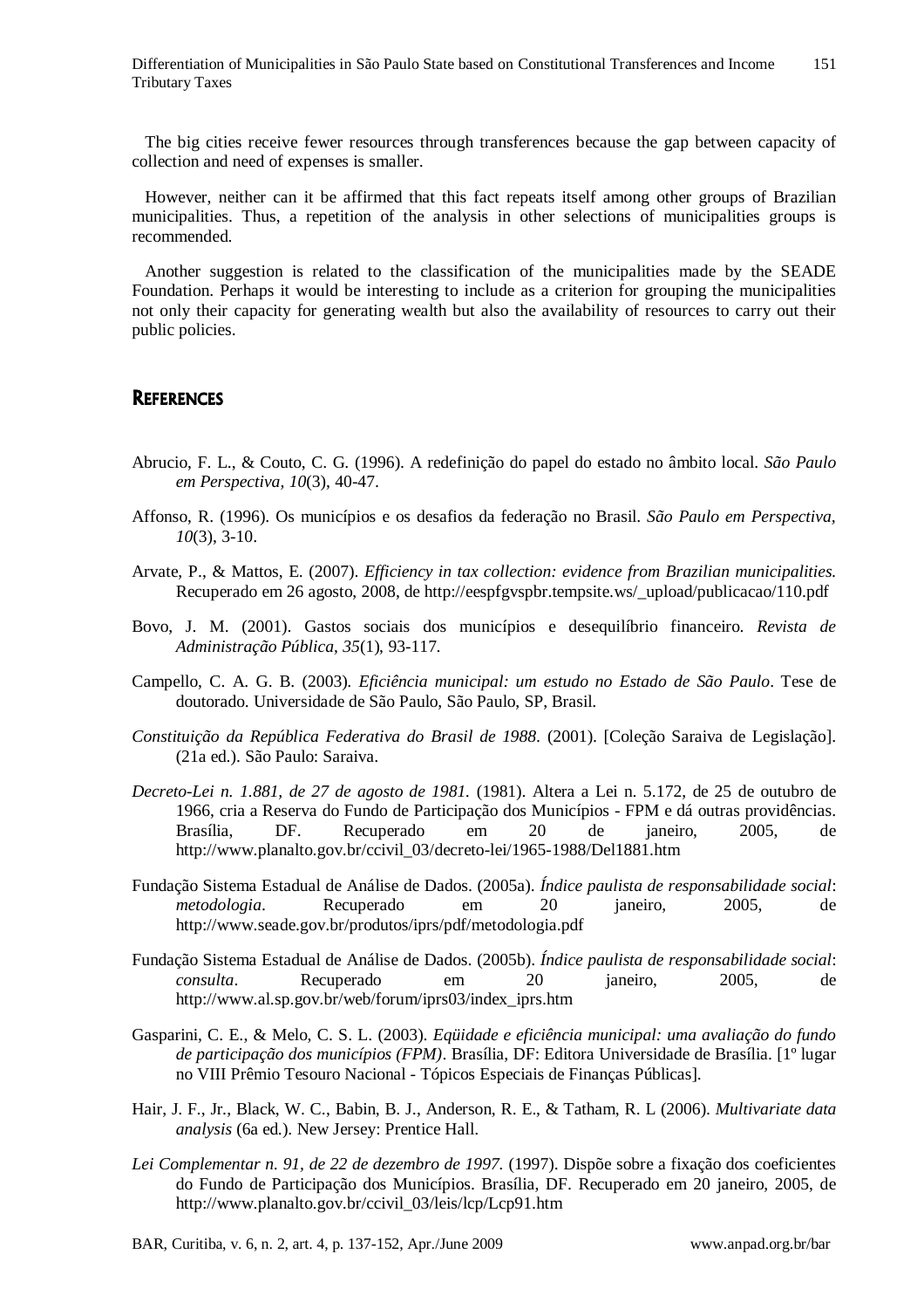The big cities receive fewer resources through transferences because the gap between capacity of collection and need of expenses is smaller.

However, neither can it be affirmed that this fact repeats itself among other groups of Brazilian municipalities. Thus, a repetition of the analysis in other selections of municipalities groups is recommended.

Another suggestion is related to the classification of the municipalities made by the SEADE Foundation. Perhaps it would be interesting to include as a criterion for grouping the municipalities not only their capacity for generating wealth but also the availability of resources to carry out their public policies.

## References

Abrucio, F. L., & Couto, C. G. (1996). A redefinição do papel do estado no âmbito local. *São Paulo em Perspectiva, 10*(3), 40-47.

Affonso, R. (1996). Os municípios e os desafios da federação no Brasil. *São Paulo em Perspectiva, 10*(3), 3-10.

Arvate, P., & Mattos, E. (2007). *Efficiency in tax collection: evidence from Brazilian municipalities.* Recuperado em 26 agosto, 2008, de http://eespfgvspbr.tempsite.ws/_upload/publicacao/110.pdf

Bovo, J. M. (2001). Gastos sociais dos municípios e desequilíbrio financeiro. *Revista de Administração Pública*, *35*(1), 93-117.

Campello, C. A. G. B. (2003). *Eficiência municipal: um estudo no Estado de São Paulo*. Tese de doutorado. Universidade de São Paulo, São Paulo, SP, Brasil.

*Constituição da República Federativa do Brasil de 1988*. (2001). [Coleção Saraiva de Legislação]. (21a ed.). São Paulo: Saraiva.

*Decreto-Lei n. 1.881, de 27 de agosto de 1981.* (1981). Altera a Lei n. 5.172, de 25 de outubro de 1966, cria a Reserva do Fundo de Participação dos Municípios - FPM e dá outras providências. Brasília, DF. Recuperado em 20 de janeiro, 2005, de http://www.planalto.gov.br/ccivil_03/decreto-lei/1965-1988/Del1881.htm

Fundação Sistema Estadual de Análise de Dados. (2005a). *Índice paulista de responsabilidade social*: *metodologia*. Recuperado em 20 janeiro, 2005, de http://www.seade.gov.br/produtos/iprs/pdf/metodologia.pdf

Fundação Sistema Estadual de Análise de Dados. (2005b). *Índice paulista de responsabilidade social*: *consulta*. Recuperado em 20 janeiro, 2005, de http://www.al.sp.gov.br/web/forum/iprs03/index_iprs.htm

Gasparini, C. E., & Melo, C. S. L. (2003). *Eqüidade e eficiência municipal: uma avaliação do fundo de participação dos municípios (FPM)*. Brasília, DF: Editora Universidade de Brasília. [1º lugar no VIII Prêmio Tesouro Nacional - Tópicos Especiais de Finanças Públicas].

Hair, J. F., Jr., Black, W. C., Babin, B. J., Anderson, R. E., & Tatham, R. L (2006). *Multivariate data analysis* (6a ed.). New Jersey: Prentice Hall.

*Lei Complementar n. 91, de 22 de dezembro de 1997.* (1997). Dispõe sobre a fixação dos coeficientes do Fundo de Participação dos Municípios. Brasília, DF. Recuperado em 20 janeiro, 2005, de http://www.planalto.gov.br/ccivil_03/leis/lcp/Lcp91.htm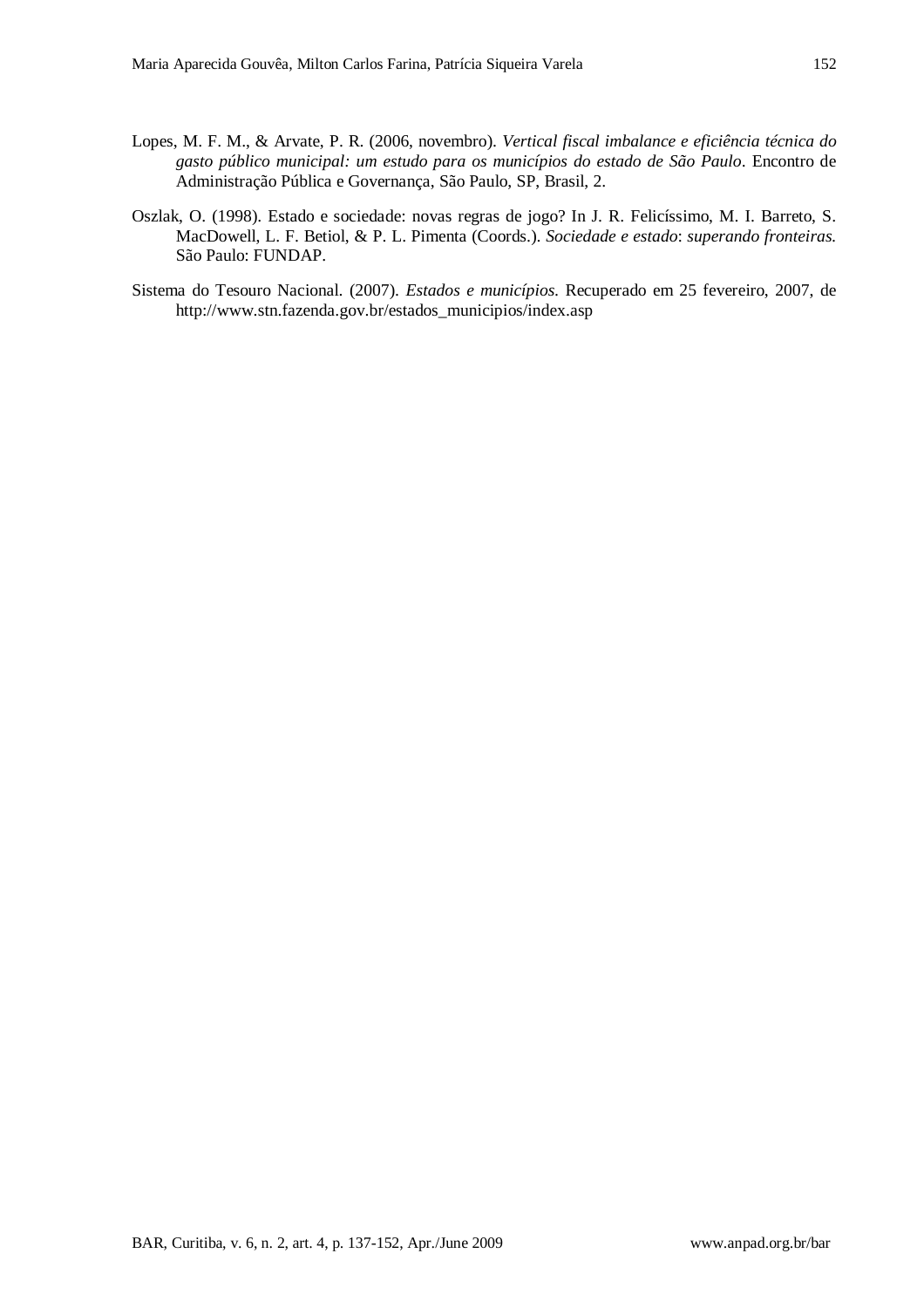Lopes, M. F. M., & Arvate, P. R. (2006, novembro). *Vertical fiscal imbalance e eficiência técnica do gasto público municipal: um estudo para os municípios do estado de São Paulo*. Encontro de Administração Pública e Governança, São Paulo, SP, Brasil, 2.

Oszlak, O. (1998). Estado e sociedade: novas regras de jogo? In J. R. Felicíssimo, M. I. Barreto, S. MacDowell, L. F. Betiol, & P. L. Pimenta (Coords.). *Sociedade e estado*: *superando fronteiras.* São Paulo: FUNDAP.

Sistema do Tesouro Nacional. (2007). *Estados e municípios.* Recuperado em 25 fevereiro, 2007, de http://www.stn.fazenda.gov.br/estados_municipios/index.asp